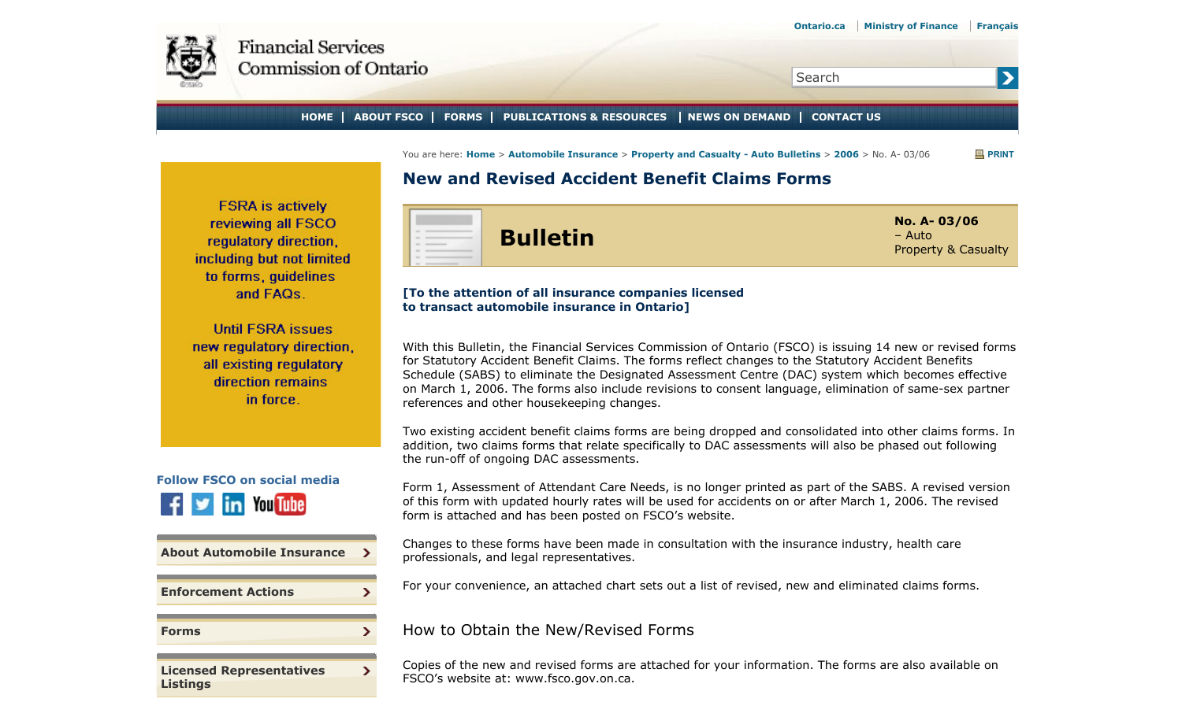You are here: Home > Automobile Insurance > Property and Casualty - Auto Bulletins > 2006 > No. A- 03/06

# New and Revised Accident Benefit Claims Forms

**Bulletin**

**No. A- 03/06**
– Auto
Property & Casualty

**[To the attention of all insurance companies licensed to transact automobile insurance in Ontario]**

With this Bulletin, the Financial Services Commission of Ontario (FSCO) is issuing 14 new or revised forms for Statutory Accident Benefit Claims. The forms reflect changes to the Statutory Accident Benefits Schedule (SABS) to eliminate the Designated Assessment Centre (DAC) system which becomes effective on March 1, 2006. The forms also include revisions to consent language, elimination of same-sex partner references and other housekeeping changes.

Two existing accident benefit claims forms are being dropped and consolidated into other claims forms. In addition, two claims forms that relate specifically to DAC assessments will also be phased out following the run-off of ongoing DAC assessments.

Form 1, Assessment of Attendant Care Needs, is no longer printed as part of the SABS. A revised version of this form with updated hourly rates will be used for accidents on or after March 1, 2006. The revised form is attached and has been posted on FSCO's website.

Changes to these forms have been made in consultation with the insurance industry, health care professionals, and legal representatives.

For your convenience, an attached chart sets out a list of revised, new and eliminated claims forms.

## How to Obtain the New/Revised Forms

Copies of the new and revised forms are attached for your information. The forms are also available on FSCO's website at: www.fsco.gov.on.ca.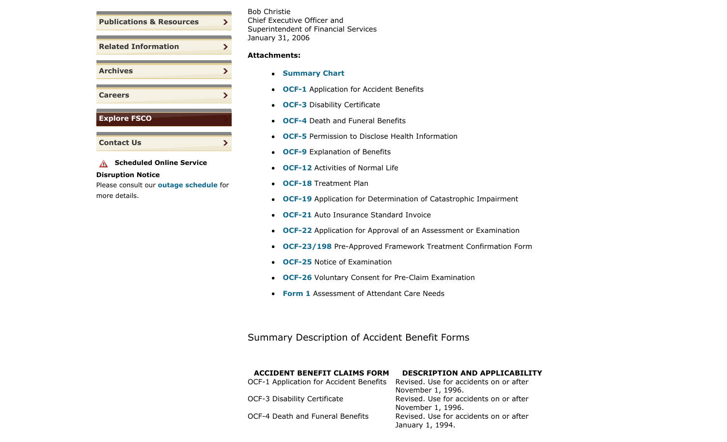- Publications & Resources
- Related Information
- Archives
- Careers
- Explore FSCO
- Contact Us

**Scheduled Online Service Disruption Notice**

Please consult our **outage schedule** for more details.

Bob Christie
Chief Executive Officer and
Superintendent of Financial Services
January 31, 2006

**Attachments:**

- **Summary Chart**
- **OCF-1** Application for Accident Benefits
- **OCF-3** Disability Certificate
- **OCF-4** Death and Funeral Benefits
- **OCF-5** Permission to Disclose Health Information
- **OCF-9** Explanation of Benefits
- **OCF-12** Activities of Normal Life
- **OCF-18** Treatment Plan
- **OCF-19** Application for Determination of Catastrophic Impairment
- **OCF-21** Auto Insurance Standard Invoice
- **OCF-22** Application for Approval of an Assessment or Examination
- **OCF-23/198** Pre-Approved Framework Treatment Confirmation Form
- **OCF-25** Notice of Examination
- **OCF-26** Voluntary Consent for Pre-Claim Examination
- **Form 1** Assessment of Attendant Care Needs

## Summary Description of Accident Benefit Forms

| ACCIDENT BENEFIT CLAIMS FORM | DESCRIPTION AND APPLICABILITY |
|---|---|
| OCF-1 Application for Accident Benefits | Revised. Use for accidents on or after November 1, 1996. |
| OCF-3 Disability Certificate | Revised. Use for accidents on or after November 1, 1996. |
| OCF-4 Death and Funeral Benefits | Revised. Use for accidents on or after January 1, 1994. |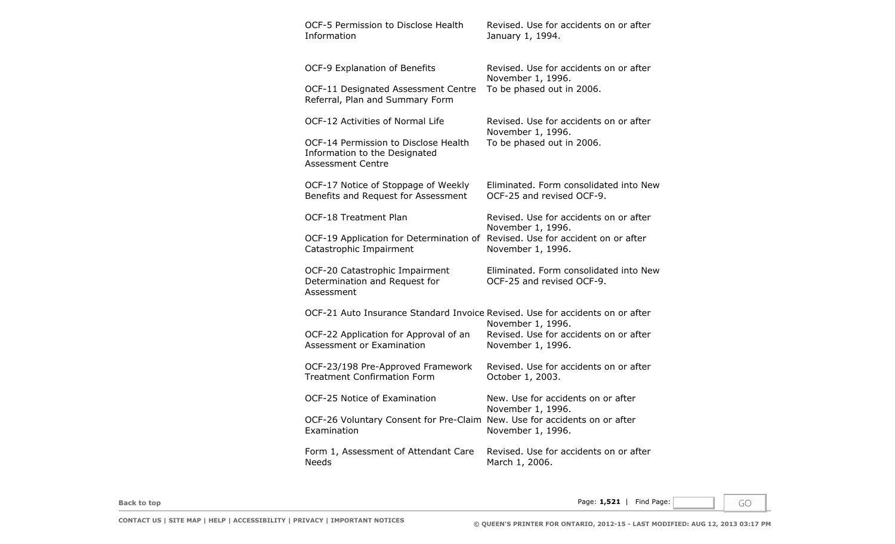| | |
|---|---|
| OCF-5 Permission to Disclose Health Information | Revised. Use for accidents on or after January 1, 1994. |
| OCF-9 Explanation of Benefits | Revised. Use for accidents on or after November 1, 1996. |
| OCF-11 Designated Assessment Centre Referral, Plan and Summary Form | To be phased out in 2006. |
| OCF-12 Activities of Normal Life | Revised. Use for accidents on or after November 1, 1996. |
| OCF-14 Permission to Disclose Health Information to the Designated Assessment Centre | To be phased out in 2006. |
| OCF-17 Notice of Stoppage of Weekly Benefits and Request for Assessment | Eliminated. Form consolidated into New OCF-25 and revised OCF-9. |
| OCF-18 Treatment Plan | Revised. Use for accidents on or after November 1, 1996. |
| OCF-19 Application for Determination of Catastrophic Impairment | Revised. Use for accident on or after November 1, 1996. |
| OCF-20 Catastrophic Impairment Determination and Request for Assessment | Eliminated. Form consolidated into New OCF-25 and revised OCF-9. |
| OCF-21 Auto Insurance Standard Invoice | Revised. Use for accidents on or after November 1, 1996. |
| OCF-22 Application for Approval of an Assessment or Examination | Revised. Use for accidents on or after November 1, 1996. |
| OCF-23/198 Pre-Approved Framework Treatment Confirmation Form | Revised. Use for accidents on or after October 1, 2003. |
| OCF-25 Notice of Examination | New. Use for accidents on or after November 1, 1996. |
| OCF-26 Voluntary Consent for Pre-Claim Examination | New. Use for accidents on or after November 1, 1996. |
| Form 1, Assessment of Attendant Care Needs | Revised. Use for accidents on or after March 1, 2006. |